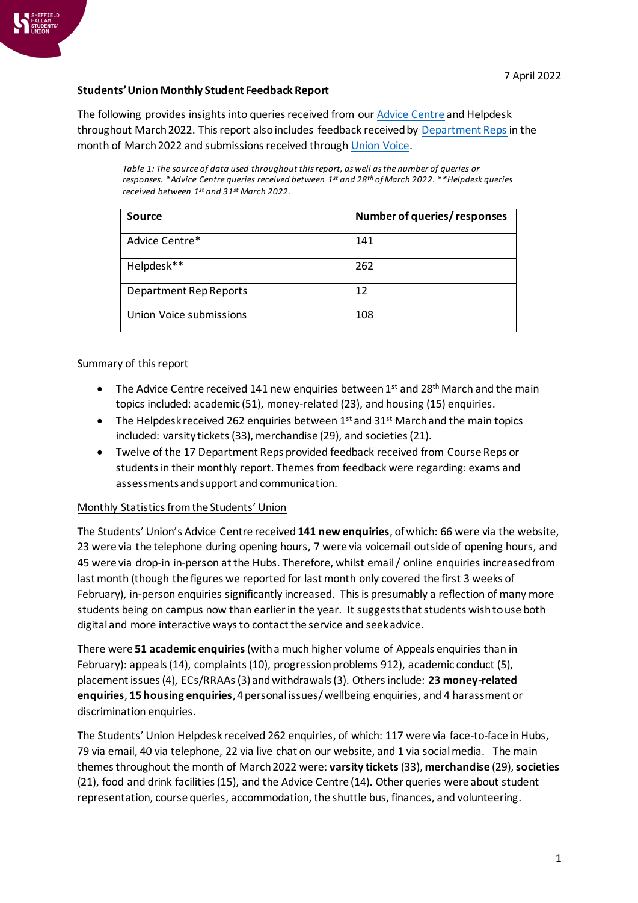7 April 2022

**Students' Union Monthly Student Feedback Report**

The following provides insights into queries received from our Advice Centre and Helpdesk throughout March 2022. This report also includes feedback received by Department Reps in the month of March 2022 and submissions received through Union Voice.

*Table 1: The source of data used throughout this report, as well as the number of queries or responses. *Advice Centre queries received between 1st and 28th of March 2022. **Helpdesk queries received between 1st and 31st March 2022.*

| Source | Number of queries/ responses |
|---|---|
| Advice Centre* | 141 |
| Helpdesk** | 262 |
| Department Rep Reports | 12 |
| Union Voice submissions | 108 |

Summary of this report

- The Advice Centre received 141 new enquiries between 1st and 28th March and the main topics included: academic (51), money-related (23), and housing (15) enquiries.
- The Helpdesk received 262 enquiries between 1st and 31st March and the main topics included: varsity tickets (33), merchandise (29), and societies (21).
- Twelve of the 17 Department Reps provided feedback received from Course Reps or students in their monthly report. Themes from feedback were regarding: exams and assessments and support and communication.

Monthly Statistics from the Students' Union

The Students' Union's Advice Centre received **141 new enquiries**, of which: 66 were via the website, 23 were via the telephone during opening hours, 7 were via voicemail outside of opening hours, and 45 were via drop-in in-person at the Hubs. Therefore, whilst email / online enquiries increased from last month (though the figures we reported for last month only covered the first 3 weeks of February), in-person enquiries significantly increased. This is presumably a reflection of many more students being on campus now than earlier in the year. It suggests that students wish to use both digital and more interactive ways to contact the service and seek advice.

There were **51 academic enquiries** (with a much higher volume of Appeals enquiries than in February): appeals (14), complaints (10), progression problems 912), academic conduct (5), placement issues (4), ECs/RRAAs (3) and withdrawals (3). Others include: **23 money-related enquiries**, **15 housing enquiries**, 4 personal issues/ wellbeing enquiries, and 4 harassment or discrimination enquiries.

The Students' Union Helpdesk received 262 enquiries, of which: 117 were via face-to-face in Hubs, 79 via email, 40 via telephone, 22 via live chat on our website, and 1 via social media. The main themes throughout the month of March 2022 were: **varsity tickets** (33), **merchandise** (29), **societies** (21), food and drink facilities (15), and the Advice Centre (14). Other queries were about student representation, course queries, accommodation, the shuttle bus, finances, and volunteering.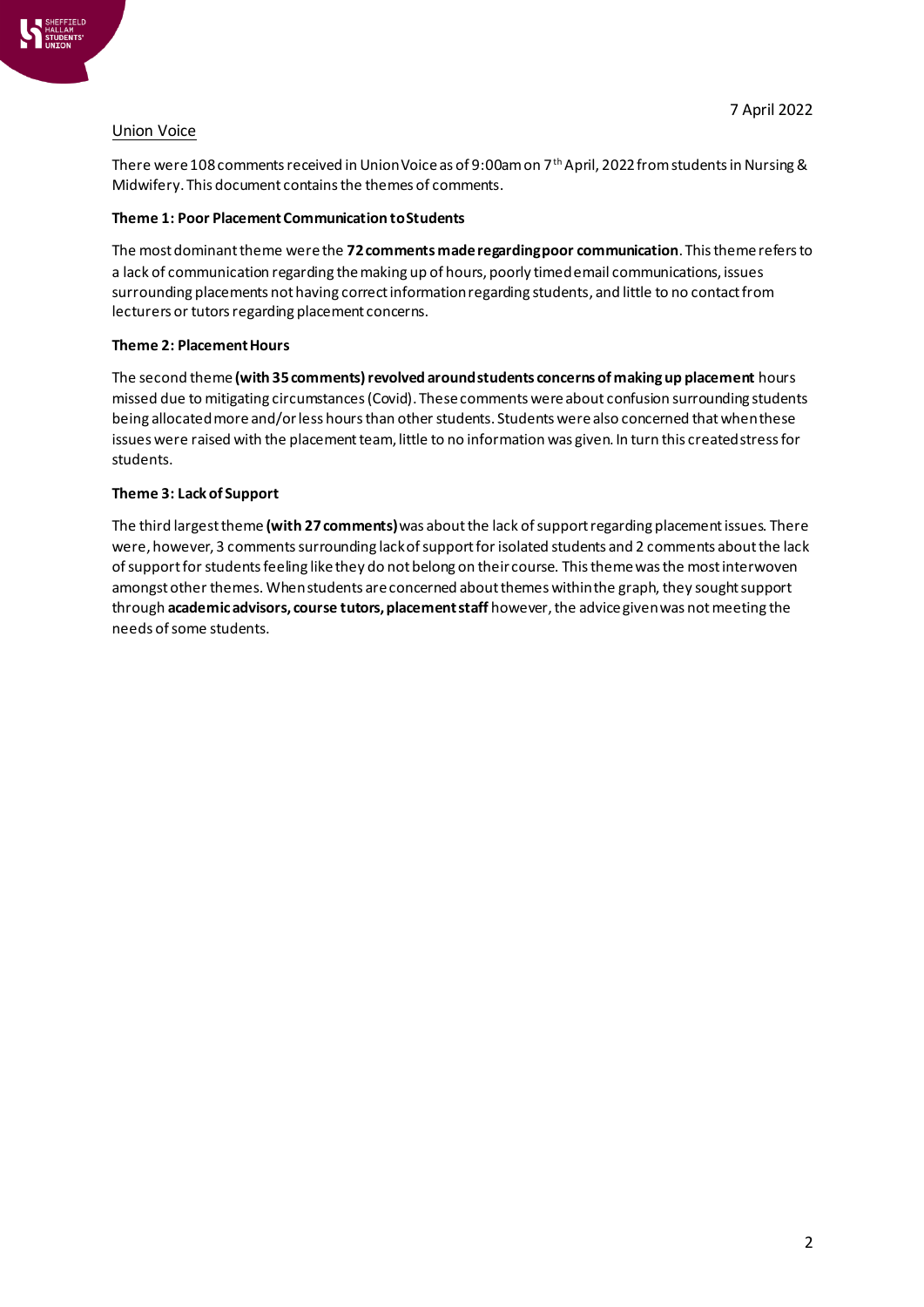7 April 2022

Union Voice

There were 108 comments received in Union Voice as of 9:00am on 7th April, 2022 from students in Nursing & Midwifery. This document contains the themes of comments.

**Theme 1: Poor Placement Communication to Students**

The most dominant theme were the **72 comments made regarding poor communication**. This theme refers to a lack of communication regarding the making up of hours, poorly timed email communications, issues surrounding placements not having correct information regarding students, and little to no contact from lecturers or tutors regarding placement concerns.

**Theme 2: Placement Hours**

The second theme **(with 35 comments) revolved around students concerns of making up placement** hours missed due to mitigating circumstances (Covid). These comments were about confusion surrounding students being allocated more and/or less hours than other students. Students were also concerned that when these issues were raised with the placement team, little to no information was given. In turn this created stress for students.

**Theme 3: Lack of Support**

The third largest theme **(with 27 comments)** was about the lack of support regarding placement issues. There were, however, 3 comments surrounding lack of support for isolated students and 2 comments about the lack of support for students feeling like they do not belong on their course. This theme was the most interwoven amongst other themes. When students are concerned about themes within the graph, they sought support through **academic advisors, course tutors, placement staff** however, the advice given was not meeting the needs of some students.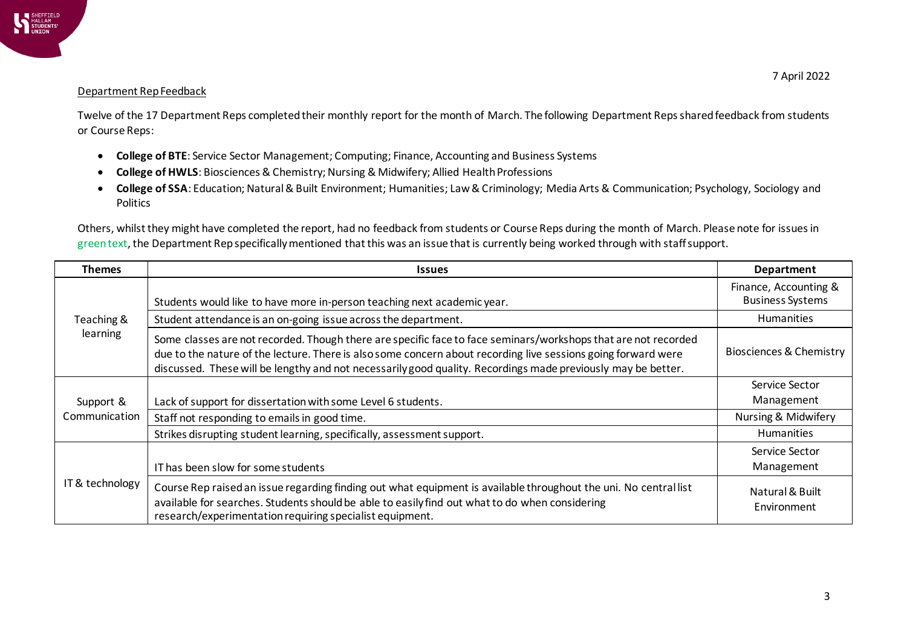7 April 2022

## Department Rep Feedback

Twelve of the 17 Department Reps completed their monthly report for the month of March. The following Department Reps shared feedback from students or Course Reps:

- **College of BTE**: Service Sector Management; Computing; Finance, Accounting and Business Systems
- **College of HWLS**: Biosciences & Chemistry; Nursing & Midwifery; Allied Health Professions
- **College of SSA**: Education; Natural & Built Environment; Humanities; Law & Criminology; Media Arts & Communication; Psychology, Sociology and Politics

Others, whilst they might have completed the report, had no feedback from students or Course Reps during the month of March. Please note for issues in green text, the Department Rep specifically mentioned that this was an issue that is currently being worked through with staff support.

| Themes | Issues | Department |
|---|---|---|
| Teaching & learning | Students would like to have more in-person teaching next academic year. | Finance, Accounting & Business Systems |
| | Student attendance is an on-going issue across the department. | Humanities |
| | Some classes are not recorded. Though there are specific face to face seminars/workshops that are not recorded due to the nature of the lecture. There is also some concern about recording live sessions going forward were discussed. These will be lengthy and not necessarily good quality. Recordings made previously may be better. | Biosciences & Chemistry |
| Support & Communication | Lack of support for dissertation with some Level 6 students. | Service Sector Management |
| | Staff not responding to emails in good time. | Nursing & Midwifery |
| | Strikes disrupting student learning, specifically, assessment support. | Humanities |
| IT & technology | IT has been slow for some students | Service Sector Management |
| | Course Rep raised an issue regarding finding out what equipment is available throughout the uni. No central list available for searches. Students should be able to easily find out what to do when considering research/experimentation requiring specialist equipment. | Natural & Built Environment |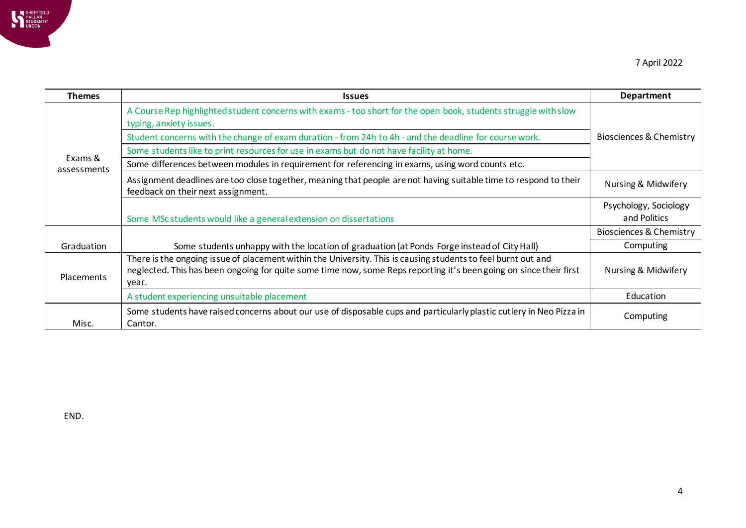7 April 2022

| Themes | Issues | Department |
|---|---|---|
| Exams & assessments | A Course Rep highlighted student concerns with exams - too short for the open book, students struggle with slow typing, anxiety issues. | Biosciences & Chemistry |
| | Student concerns with the change of exam duration - from 24h to 4h - and the deadline for course work. | |
| | Some students like to print resources for use in exams but do not have facility at home. | |
| | Some differences between modules in requirement for referencing in exams, using word counts etc. | |
| | Assignment deadlines are too close together, meaning that people are not having suitable time to respond to their feedback on their next assignment. | Nursing & Midwifery |
| | Some MSc students would like a general extension on dissertations | Psychology, Sociology and Politics |
| Graduation | Some students unhappy with the location of graduation (at Ponds Forge instead of City Hall) | Biosciences & Chemistry |
| | | Computing |
| Placements | There is the ongoing issue of placement within the University. This is causing students to feel burnt out and neglected. This has been ongoing for quite some time now, some Reps reporting it's been going on since their first year. | Nursing & Midwifery |
| | A student experiencing unsuitable placement | Education |
| Misc. | Some students have raised concerns about our use of disposable cups and particularly plastic cutlery in Neo Pizza in Cantor. | Computing |

END.